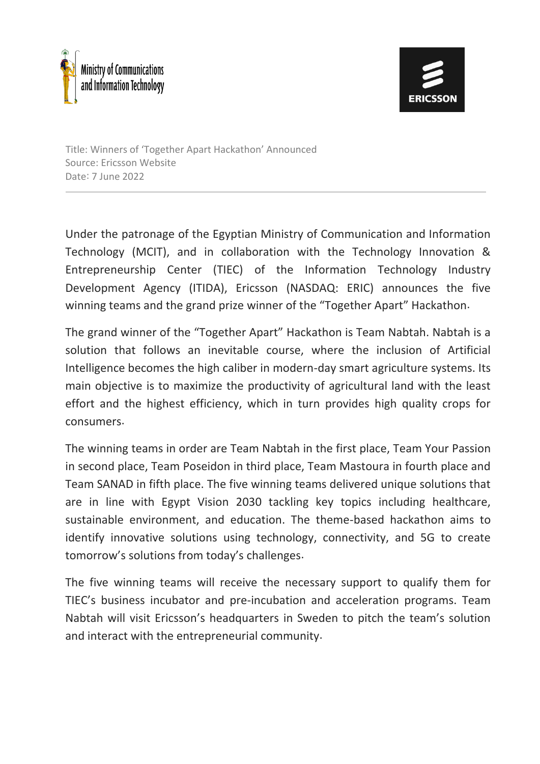Ministry of Communications and Information Technology

ERICSSON

Title: Winners of 'Together Apart Hackathon' Announced
Source: Ericsson Website
Date: 7 June 2022

---

Under the patronage of the Egyptian Ministry of Communication and Information Technology (MCIT), and in collaboration with the Technology Innovation & Entrepreneurship Center (TIEC) of the Information Technology Industry Development Agency (ITIDA), Ericsson (NASDAQ: ERIC) announces the five winning teams and the grand prize winner of the "Together Apart" Hackathon.

The grand winner of the "Together Apart" Hackathon is Team Nabtah. Nabtah is a solution that follows an inevitable course, where the inclusion of Artificial Intelligence becomes the high caliber in modern-day smart agriculture systems. Its main objective is to maximize the productivity of agricultural land with the least effort and the highest efficiency, which in turn provides high quality crops for consumers.

The winning teams in order are Team Nabtah in the first place, Team Your Passion in second place, Team Poseidon in third place, Team Mastoura in fourth place and Team SANAD in fifth place. The five winning teams delivered unique solutions that are in line with Egypt Vision 2030 tackling key topics including healthcare, sustainable environment, and education. The theme-based hackathon aims to identify innovative solutions using technology, connectivity, and 5G to create tomorrow's solutions from today's challenges.

The five winning teams will receive the necessary support to qualify them for TIEC's business incubator and pre-incubation and acceleration programs. Team Nabtah will visit Ericsson's headquarters in Sweden to pitch the team's solution and interact with the entrepreneurial community.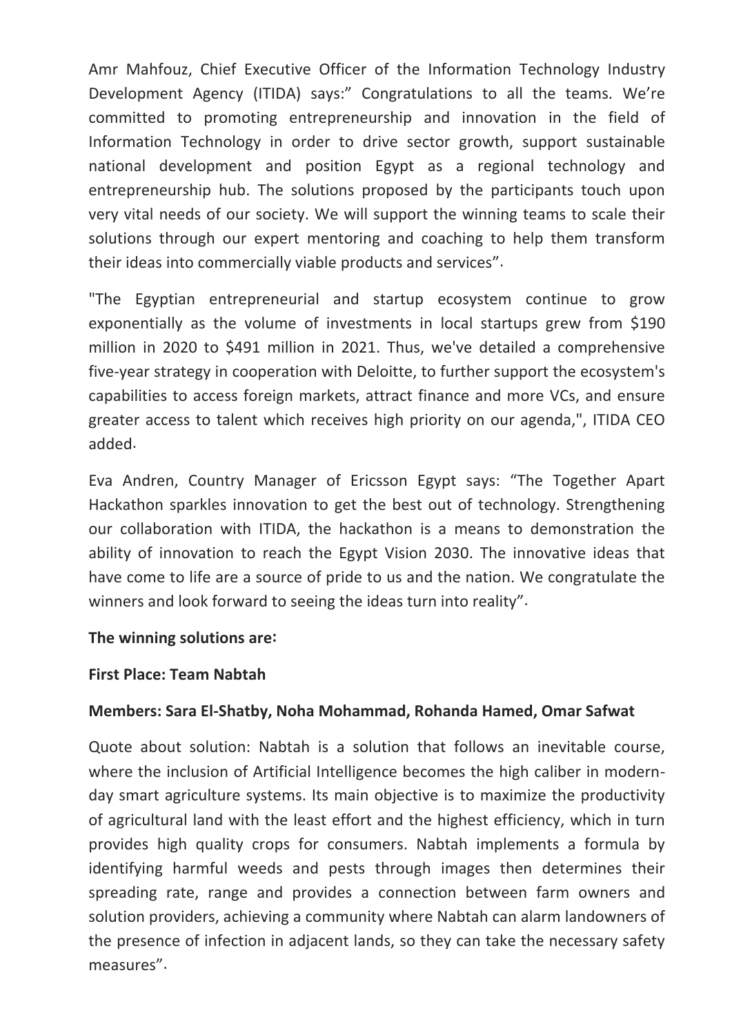Amr Mahfouz, Chief Executive Officer of the Information Technology Industry Development Agency (ITIDA) says:" Congratulations to all the teams. We're committed to promoting entrepreneurship and innovation in the field of Information Technology in order to drive sector growth, support sustainable national development and position Egypt as a regional technology and entrepreneurship hub. The solutions proposed by the participants touch upon very vital needs of our society. We will support the winning teams to scale their solutions through our expert mentoring and coaching to help them transform their ideas into commercially viable products and services".

"The Egyptian entrepreneurial and startup ecosystem continue to grow exponentially as the volume of investments in local startups grew from $190 million in 2020 to $491 million in 2021. Thus, we've detailed a comprehensive five-year strategy in cooperation with Deloitte, to further support the ecosystem's capabilities to access foreign markets, attract finance and more VCs, and ensure greater access to talent which receives high priority on our agenda,", ITIDA CEO added.

Eva Andren, Country Manager of Ericsson Egypt says: "The Together Apart Hackathon sparkles innovation to get the best out of technology. Strengthening our collaboration with ITIDA, the hackathon is a means to demonstration the ability of innovation to reach the Egypt Vision 2030. The innovative ideas that have come to life are a source of pride to us and the nation. We congratulate the winners and look forward to seeing the ideas turn into reality".

**The winning solutions are:**

**First Place: Team Nabtah**

**Members: Sara El-Shatby, Noha Mohammad, Rohanda Hamed, Omar Safwat**

Quote about solution: Nabtah is a solution that follows an inevitable course, where the inclusion of Artificial Intelligence becomes the high caliber in modern-day smart agriculture systems. Its main objective is to maximize the productivity of agricultural land with the least effort and the highest efficiency, which in turn provides high quality crops for consumers. Nabtah implements a formula by identifying harmful weeds and pests through images then determines their spreading rate, range and provides a connection between farm owners and solution providers, achieving a community where Nabtah can alarm landowners of the presence of infection in adjacent lands, so they can take the necessary safety measures".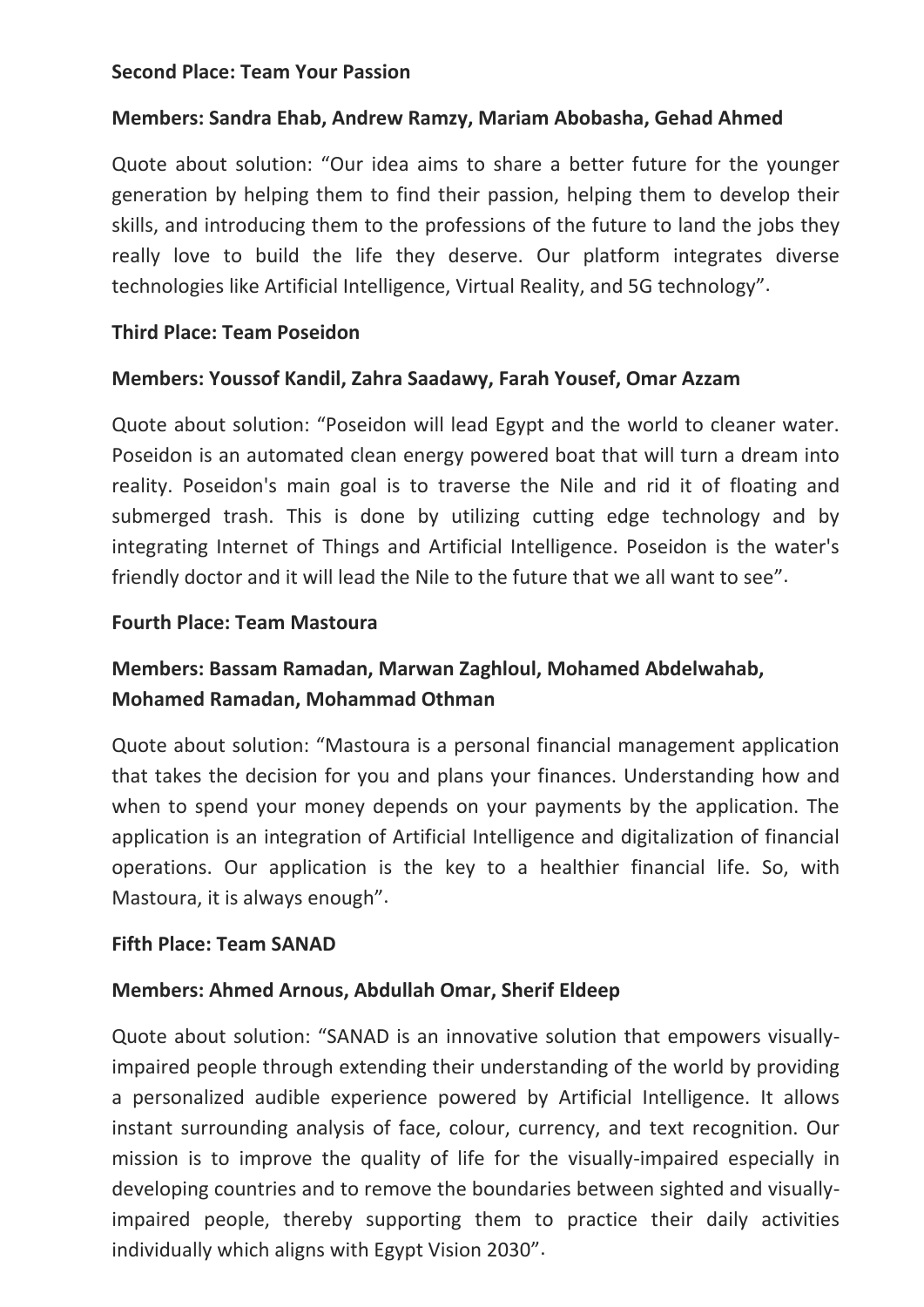**Second Place: Team Your Passion**

**Members: Sandra Ehab, Andrew Ramzy, Mariam Abobasha, Gehad Ahmed**

Quote about solution: "Our idea aims to share a better future for the younger generation by helping them to find their passion, helping them to develop their skills, and introducing them to the professions of the future to land the jobs they really love to build the life they deserve. Our platform integrates diverse technologies like Artificial Intelligence, Virtual Reality, and 5G technology".

**Third Place: Team Poseidon**

**Members: Youssof Kandil, Zahra Saadawy, Farah Yousef, Omar Azzam**

Quote about solution: "Poseidon will lead Egypt and the world to cleaner water. Poseidon is an automated clean energy powered boat that will turn a dream into reality. Poseidon's main goal is to traverse the Nile and rid it of floating and submerged trash. This is done by utilizing cutting edge technology and by integrating Internet of Things and Artificial Intelligence. Poseidon is the water's friendly doctor and it will lead the Nile to the future that we all want to see".

**Fourth Place: Team Mastoura**

**Members: Bassam Ramadan, Marwan Zaghloul, Mohamed Abdelwahab, Mohamed Ramadan, Mohammad Othman**

Quote about solution: "Mastoura is a personal financial management application that takes the decision for you and plans your finances. Understanding how and when to spend your money depends on your payments by the application. The application is an integration of Artificial Intelligence and digitalization of financial operations. Our application is the key to a healthier financial life. So, with Mastoura, it is always enough".

**Fifth Place: Team SANAD**

**Members: Ahmed Arnous, Abdullah Omar, Sherif Eldeep**

Quote about solution: "SANAD is an innovative solution that empowers visually-impaired people through extending their understanding of the world by providing a personalized audible experience powered by Artificial Intelligence. It allows instant surrounding analysis of face, colour, currency, and text recognition. Our mission is to improve the quality of life for the visually-impaired especially in developing countries and to remove the boundaries between sighted and visually-impaired people, thereby supporting them to practice their daily activities individually which aligns with Egypt Vision 2030".